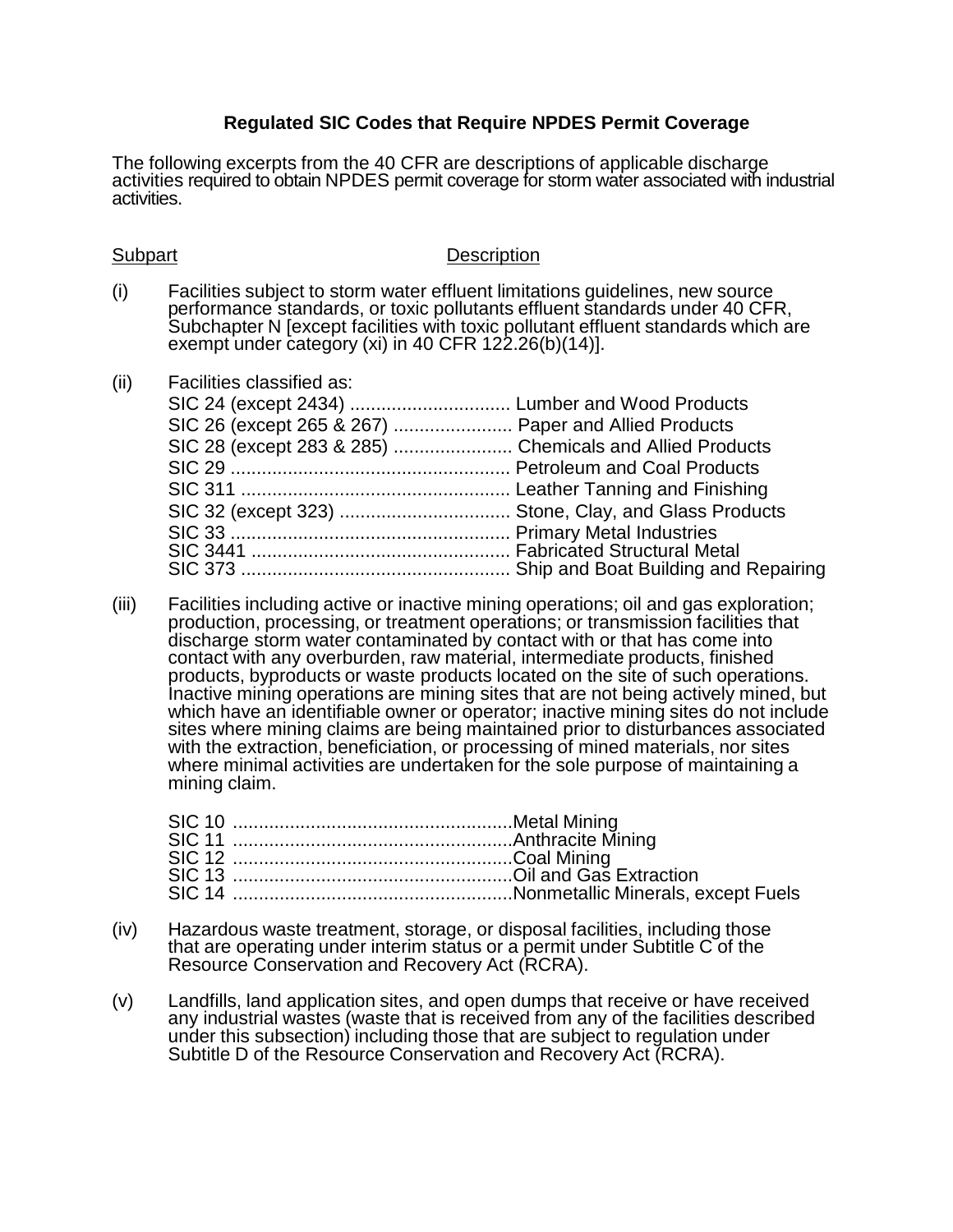### Regulated SIC Codes that Require NPDES Permit Coverage

The following excerpts from the 40 CFR are descriptions of applicable discharge activities required to obtain NPDES permit coverage for storm water associated with industrial activities.

| Subpart | Description |
|---|---|
| (i) | Facilities subject to storm water effluent limitations guidelines, new source performance standards, or toxic pollutants effluent standards under 40 CFR, Subchapter N [except facilities with toxic pollutant effluent standards which are exempt under category (xi) in 40 CFR 122.26(b)(14)]. |
| (ii) | Facilities classified as:<br>SIC 24 (except 2434) ............................... Lumber and Wood Products<br>SIC 26 (except 265 & 267) ....................... Paper and Allied Products<br>SIC 28 (except 283 & 285) ....................... Chemicals and Allied Products<br>SIC 29 ...................................................... Petroleum and Coal Products<br>SIC 311 .................................................... Leather Tanning and Finishing<br>SIC 32 (except 323) ................................. Stone, Clay, and Glass Products<br>SIC 33 ...................................................... Primary Metal Industries<br>SIC 3441 .................................................. Fabricated Structural Metal<br>SIC 373 .................................................... Ship and Boat Building and Repairing |
| (iii) | Facilities including active or inactive mining operations; oil and gas exploration; production, processing, or treatment operations; or transmission facilities that discharge storm water contaminated by contact with or that has come into contact with any overburden, raw material, intermediate products, finished products, byproducts or waste products located on the site of such operations. Inactive mining operations are mining sites that are not being actively mined, but which have an identifiable owner or operator; inactive mining sites do not include sites where mining claims are being maintained prior to disturbances associated with the extraction, beneficiation, or processing of mined materials, nor sites where minimal activities are undertaken for the sole purpose of maintaining a mining claim.<br><br>SIC 10 ......................................................Metal Mining<br>SIC 11 ......................................................Anthracite Mining<br>SIC 12 ......................................................Coal Mining<br>SIC 13 ......................................................Oil and Gas Extraction<br>SIC 14 ......................................................Nonmetallic Minerals, except Fuels |
| (iv) | Hazardous waste treatment, storage, or disposal facilities, including those that are operating under interim status or a permit under Subtitle C of the Resource Conservation and Recovery Act (RCRA). |
| (v) | Landfills, land application sites, and open dumps that receive or have received any industrial wastes (waste that is received from any of the facilities described under this subsection) including those that are subject to regulation under Subtitle D of the Resource Conservation and Recovery Act (RCRA). |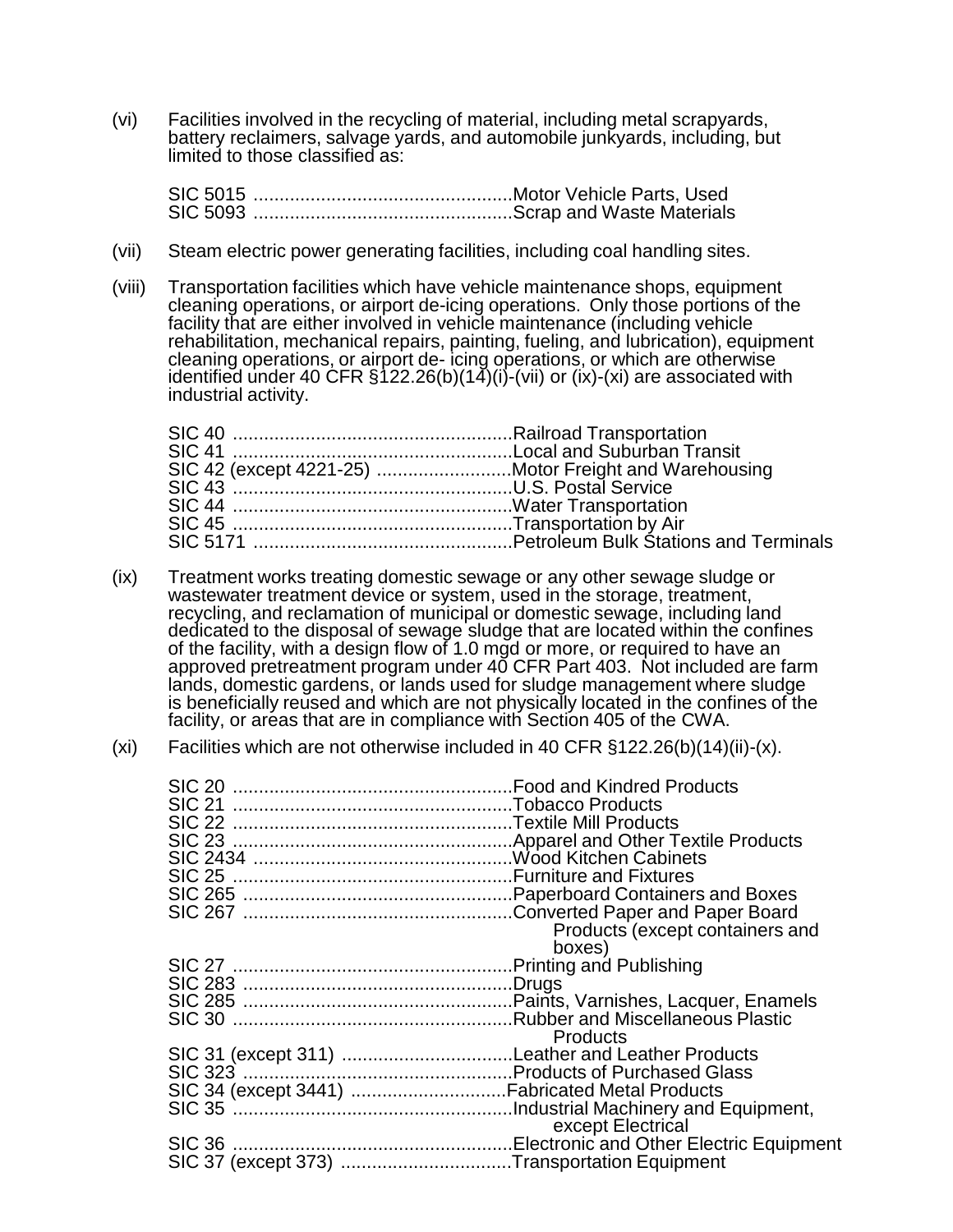(vi) Facilities involved in the recycling of material, including metal scrapyards, battery reclaimers, salvage yards, and automobile junkyards, including, but limited to those classified as:

SIC 5015 ..................................................Motor Vehicle Parts, Used
SIC 5093 ..................................................Scrap and Waste Materials

(vii) Steam electric power generating facilities, including coal handling sites.

(viii) Transportation facilities which have vehicle maintenance shops, equipment cleaning operations, or airport de-icing operations. Only those portions of the facility that are either involved in vehicle maintenance (including vehicle rehabilitation, mechanical repairs, painting, fueling, and lubrication), equipment cleaning operations, or airport de- icing operations, or which are otherwise identified under 40 CFR §122.26(b)(14)(i)-(vii) or (ix)-(xi) are associated with industrial activity.

SIC 40 ......................................................Railroad Transportation
SIC 41 ......................................................Local and Suburban Transit
SIC 42 (except 4221-25) ..........................Motor Freight and Warehousing
SIC 43 ......................................................U.S. Postal Service
SIC 44 ......................................................Water Transportation
SIC 45 ......................................................Transportation by Air
SIC 5171 ..................................................Petroleum Bulk Stations and Terminals

(ix) Treatment works treating domestic sewage or any other sewage sludge or wastewater treatment device or system, used in the storage, treatment, recycling, and reclamation of municipal or domestic sewage, including land dedicated to the disposal of sewage sludge that are located within the confines of the facility, with a design flow of 1.0 mgd or more, or required to have an approved pretreatment program under 40 CFR Part 403. Not included are farm lands, domestic gardens, or lands used for sludge management where sludge is beneficially reused and which are not physically located in the confines of the facility, or areas that are in compliance with Section 405 of the CWA.

(xi) Facilities which are not otherwise included in 40 CFR §122.26(b)(14)(ii)-(x).

SIC 20 ......................................................Food and Kindred Products
SIC 21 ......................................................Tobacco Products
SIC 22 ......................................................Textile Mill Products
SIC 23 ......................................................Apparel and Other Textile Products
SIC 2434 ..................................................Wood Kitchen Cabinets
SIC 25 ......................................................Furniture and Fixtures
SIC 265 ....................................................Paperboard Containers and Boxes
SIC 267 ....................................................Converted Paper and Paper Board Products (except containers and boxes)
SIC 27 ......................................................Printing and Publishing
SIC 283 ....................................................Drugs
SIC 285 ....................................................Paints, Varnishes, Lacquer, Enamels
SIC 30 ......................................................Rubber and Miscellaneous Plastic Products
SIC 31 (except 311) .................................Leather and Leather Products
SIC 323 ....................................................Products of Purchased Glass
SIC 34 (except 3441) ..............................Fabricated Metal Products
SIC 35 ......................................................Industrial Machinery and Equipment, except Electrical
SIC 36 ......................................................Electronic and Other Electric Equipment
SIC 37 (except 373) .................................Transportation Equipment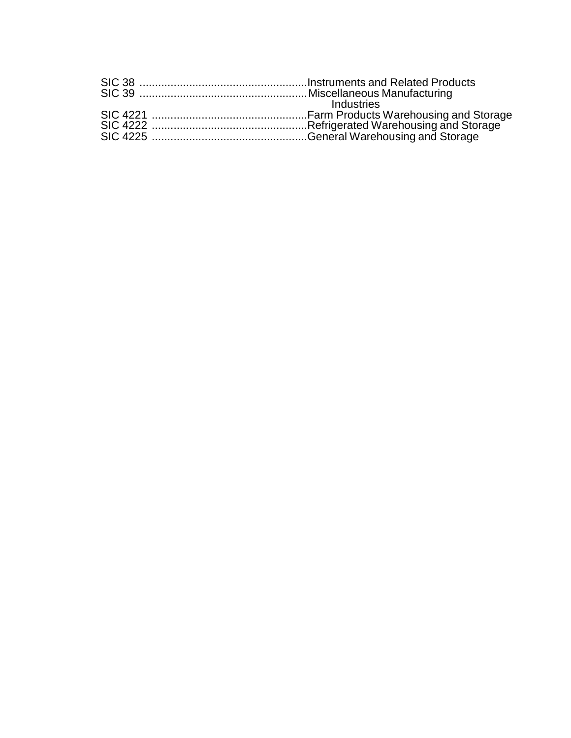SIC 38 ......................................................Instruments and Related Products
SIC 39 ......................................................Miscellaneous Manufacturing Industries
SIC 4221 ..................................................Farm Products Warehousing and Storage
SIC 4222 ..................................................Refrigerated Warehousing and Storage
SIC 4225 ..................................................General Warehousing and Storage